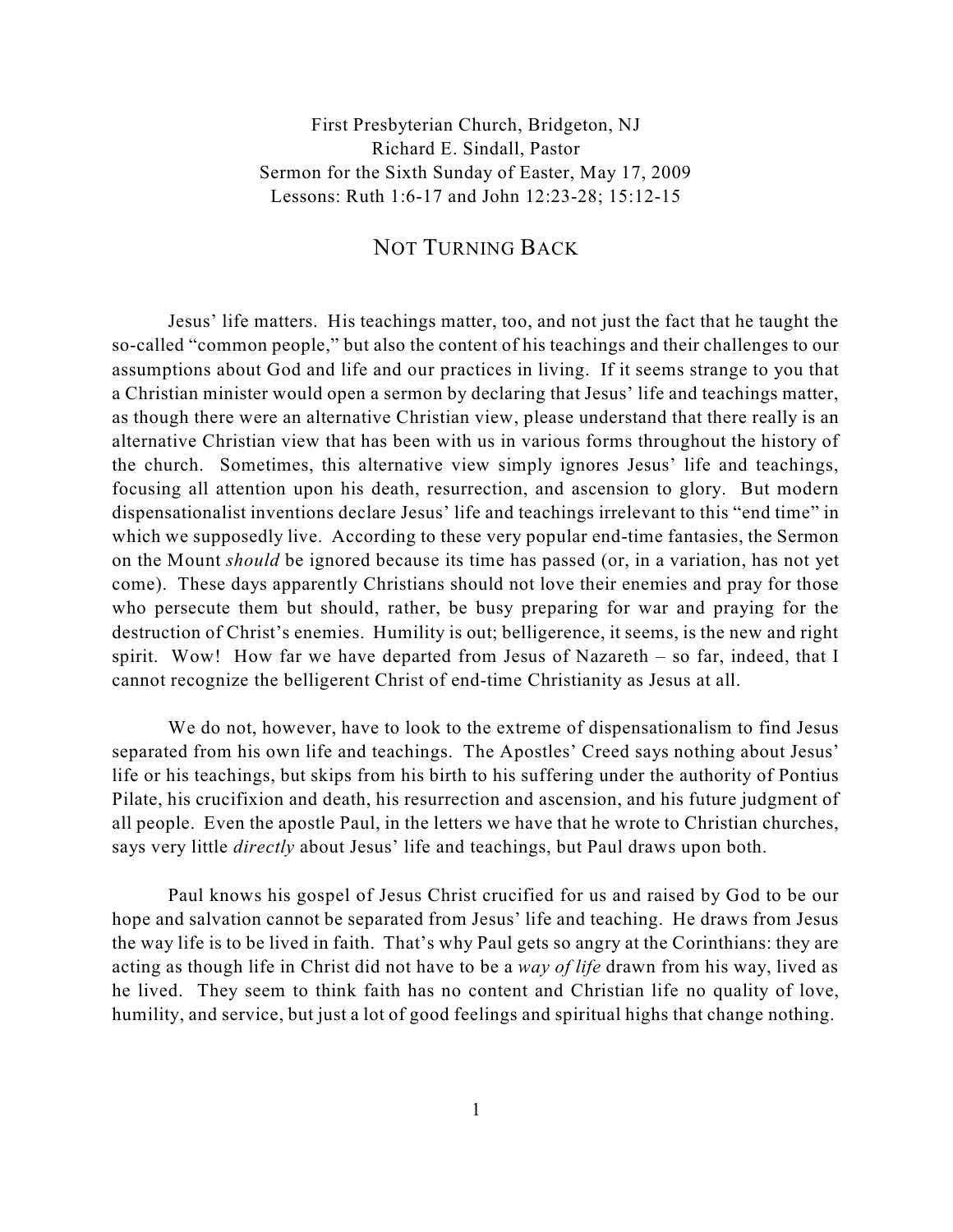First Presbyterian Church, Bridgeton, NJ
Richard E. Sindall, Pastor
Sermon for the Sixth Sunday of Easter, May 17, 2009
Lessons: Ruth 1:6-17 and John 12:23-28; 15:12-15

# NOT TURNING BACK

Jesus' life matters. His teachings matter, too, and not just the fact that he taught the so-called "common people," but also the content of his teachings and their challenges to our assumptions about God and life and our practices in living. If it seems strange to you that a Christian minister would open a sermon by declaring that Jesus' life and teachings matter, as though there were an alternative Christian view, please understand that there really is an alternative Christian view that has been with us in various forms throughout the history of the church. Sometimes, this alternative view simply ignores Jesus' life and teachings, focusing all attention upon his death, resurrection, and ascension to glory. But modern dispensationalist inventions declare Jesus' life and teachings irrelevant to this "end time" in which we supposedly live. According to these very popular end-time fantasies, the Sermon on the Mount *should* be ignored because its time has passed (or, in a variation, has not yet come). These days apparently Christians should not love their enemies and pray for those who persecute them but should, rather, be busy preparing for war and praying for the destruction of Christ's enemies. Humility is out; belligerence, it seems, is the new and right spirit. Wow! How far we have departed from Jesus of Nazareth – so far, indeed, that I cannot recognize the belligerent Christ of end-time Christianity as Jesus at all.

We do not, however, have to look to the extreme of dispensationalism to find Jesus separated from his own life and teachings. The Apostles' Creed says nothing about Jesus' life or his teachings, but skips from his birth to his suffering under the authority of Pontius Pilate, his crucifixion and death, his resurrection and ascension, and his future judgment of all people. Even the apostle Paul, in the letters we have that he wrote to Christian churches, says very little *directly* about Jesus' life and teachings, but Paul draws upon both.

Paul knows his gospel of Jesus Christ crucified for us and raised by God to be our hope and salvation cannot be separated from Jesus' life and teaching. He draws from Jesus the way life is to be lived in faith. That's why Paul gets so angry at the Corinthians: they are acting as though life in Christ did not have to be a *way of life* drawn from his way, lived as he lived. They seem to think faith has no content and Christian life no quality of love, humility, and service, but just a lot of good feelings and spiritual highs that change nothing.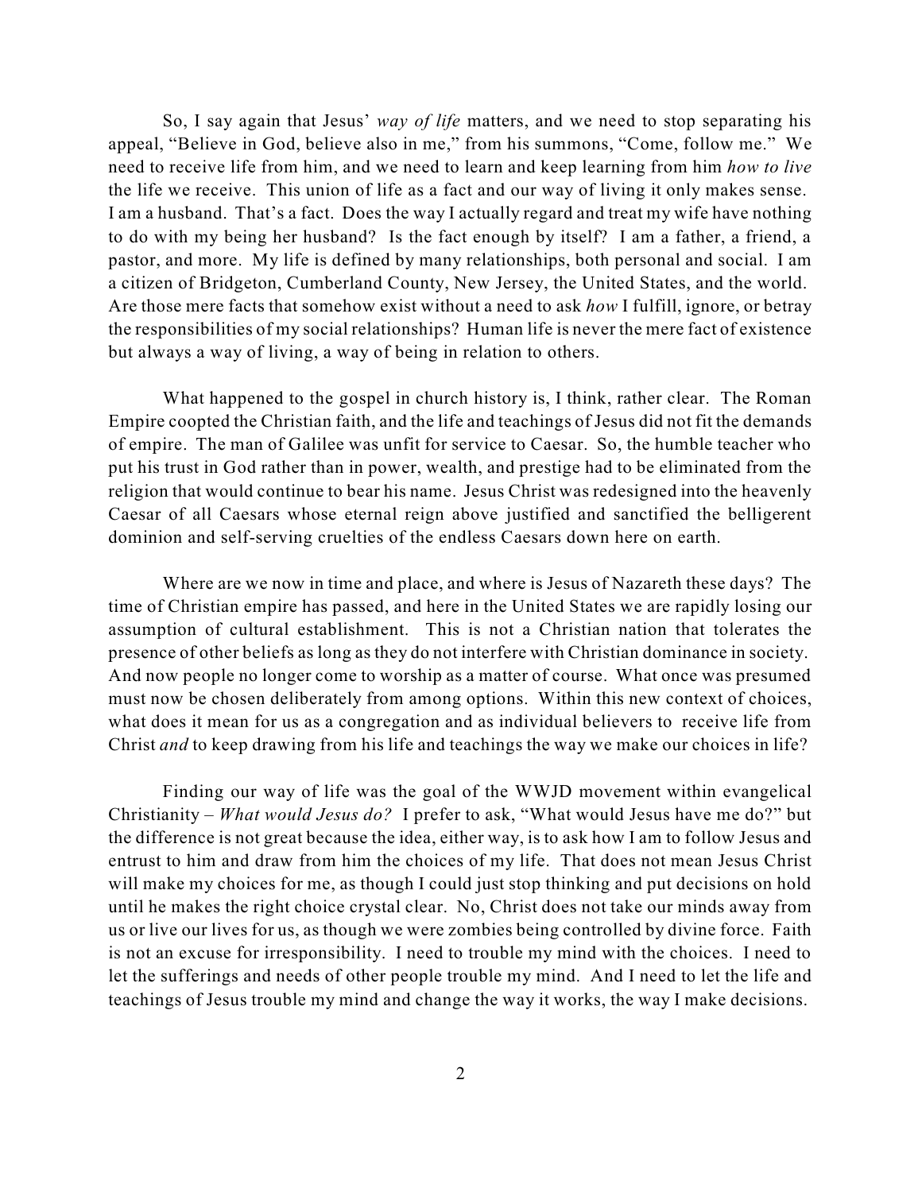So, I say again that Jesus' *way of life* matters, and we need to stop separating his appeal, "Believe in God, believe also in me," from his summons, "Come, follow me." We need to receive life from him, and we need to learn and keep learning from him *how to live* the life we receive. This union of life as a fact and our way of living it only makes sense. I am a husband. That's a fact. Does the way I actually regard and treat my wife have nothing to do with my being her husband? Is the fact enough by itself? I am a father, a friend, a pastor, and more. My life is defined by many relationships, both personal and social. I am a citizen of Bridgeton, Cumberland County, New Jersey, the United States, and the world. Are those mere facts that somehow exist without a need to ask *how* I fulfill, ignore, or betray the responsibilities of my social relationships? Human life is never the mere fact of existence but always a way of living, a way of being in relation to others.

What happened to the gospel in church history is, I think, rather clear. The Roman Empire coopted the Christian faith, and the life and teachings of Jesus did not fit the demands of empire. The man of Galilee was unfit for service to Caesar. So, the humble teacher who put his trust in God rather than in power, wealth, and prestige had to be eliminated from the religion that would continue to bear his name. Jesus Christ was redesigned into the heavenly Caesar of all Caesars whose eternal reign above justified and sanctified the belligerent dominion and self-serving cruelties of the endless Caesars down here on earth.

Where are we now in time and place, and where is Jesus of Nazareth these days? The time of Christian empire has passed, and here in the United States we are rapidly losing our assumption of cultural establishment. This is not a Christian nation that tolerates the presence of other beliefs as long as they do not interfere with Christian dominance in society. And now people no longer come to worship as a matter of course. What once was presumed must now be chosen deliberately from among options. Within this new context of choices, what does it mean for us as a congregation and as individual believers to receive life from Christ *and* to keep drawing from his life and teachings the way we make our choices in life?

Finding our way of life was the goal of the WWJD movement within evangelical Christianity – *What would Jesus do?* I prefer to ask, "What would Jesus have me do?" but the difference is not great because the idea, either way, is to ask how I am to follow Jesus and entrust to him and draw from him the choices of my life. That does not mean Jesus Christ will make my choices for me, as though I could just stop thinking and put decisions on hold until he makes the right choice crystal clear. No, Christ does not take our minds away from us or live our lives for us, as though we were zombies being controlled by divine force. Faith is not an excuse for irresponsibility. I need to trouble my mind with the choices. I need to let the sufferings and needs of other people trouble my mind. And I need to let the life and teachings of Jesus trouble my mind and change the way it works, the way I make decisions.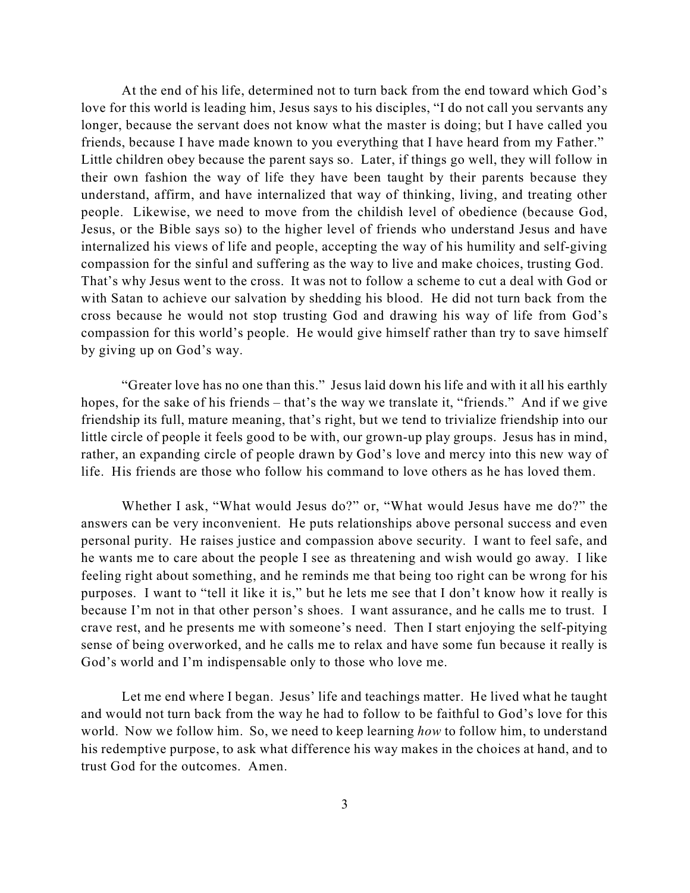At the end of his life, determined not to turn back from the end toward which God's love for this world is leading him, Jesus says to his disciples, "I do not call you servants any longer, because the servant does not know what the master is doing; but I have called you friends, because I have made known to you everything that I have heard from my Father." Little children obey because the parent says so. Later, if things go well, they will follow in their own fashion the way of life they have been taught by their parents because they understand, affirm, and have internalized that way of thinking, living, and treating other people. Likewise, we need to move from the childish level of obedience (because God, Jesus, or the Bible says so) to the higher level of friends who understand Jesus and have internalized his views of life and people, accepting the way of his humility and self-giving compassion for the sinful and suffering as the way to live and make choices, trusting God. That's why Jesus went to the cross. It was not to follow a scheme to cut a deal with God or with Satan to achieve our salvation by shedding his blood. He did not turn back from the cross because he would not stop trusting God and drawing his way of life from God's compassion for this world's people. He would give himself rather than try to save himself by giving up on God's way.

"Greater love has no one than this." Jesus laid down his life and with it all his earthly hopes, for the sake of his friends – that's the way we translate it, "friends." And if we give friendship its full, mature meaning, that's right, but we tend to trivialize friendship into our little circle of people it feels good to be with, our grown-up play groups. Jesus has in mind, rather, an expanding circle of people drawn by God's love and mercy into this new way of life. His friends are those who follow his command to love others as he has loved them.

Whether I ask, "What would Jesus do?" or, "What would Jesus have me do?" the answers can be very inconvenient. He puts relationships above personal success and even personal purity. He raises justice and compassion above security. I want to feel safe, and he wants me to care about the people I see as threatening and wish would go away. I like feeling right about something, and he reminds me that being too right can be wrong for his purposes. I want to "tell it like it is," but he lets me see that I don't know how it really is because I'm not in that other person's shoes. I want assurance, and he calls me to trust. I crave rest, and he presents me with someone's need. Then I start enjoying the self-pitying sense of being overworked, and he calls me to relax and have some fun because it really is God's world and I'm indispensable only to those who love me.

Let me end where I began. Jesus' life and teachings matter. He lived what he taught and would not turn back from the way he had to follow to be faithful to God's love for this world. Now we follow him. So, we need to keep learning *how* to follow him, to understand his redemptive purpose, to ask what difference his way makes in the choices at hand, and to trust God for the outcomes. Amen.